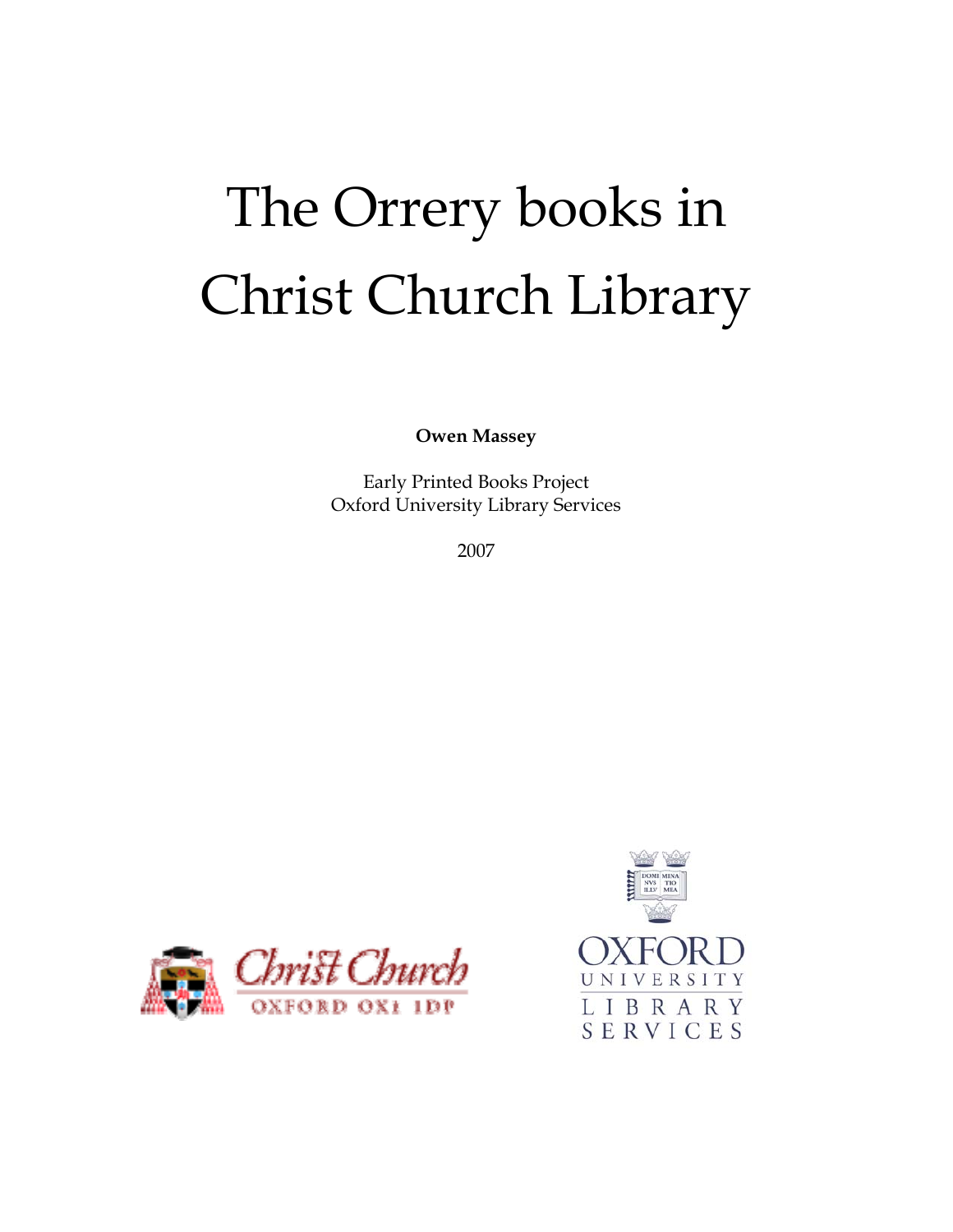# The Orrery books in Christ Church Library

**Owen Massey**

Early Printed Books Project
Oxford University Library Services

2007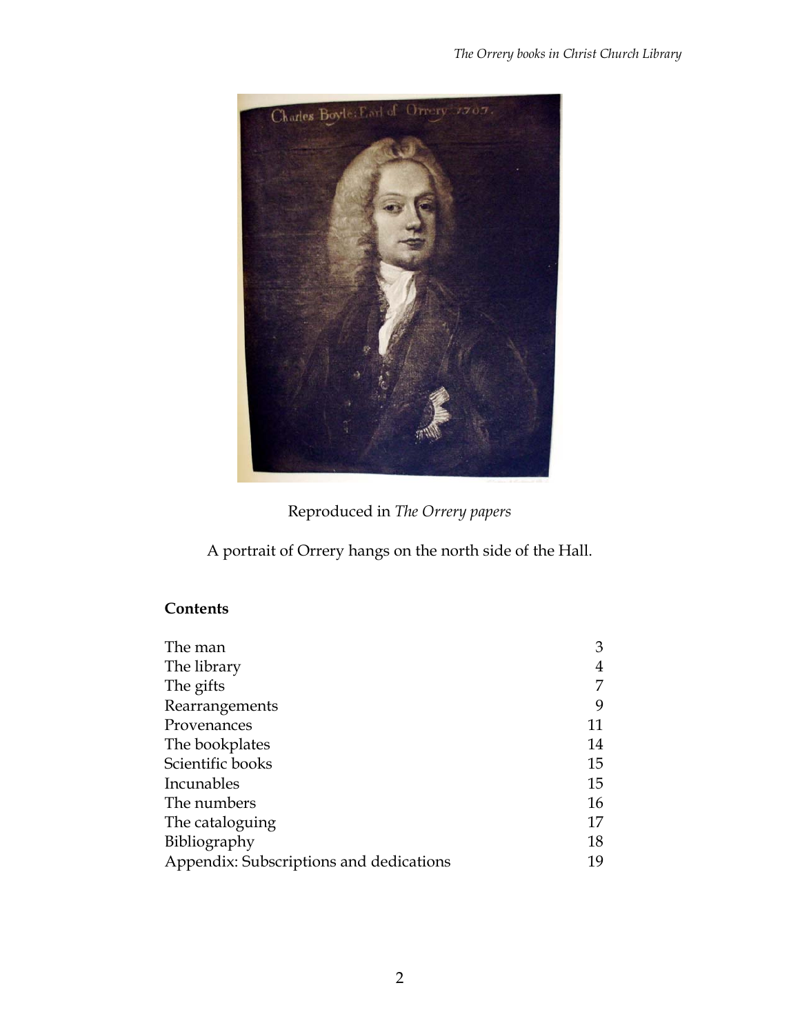Reproduced in *The Orrery papers*

A portrait of Orrery hangs on the north side of the Hall.

**Contents**

| | |
|---|---|
| The man | 3 |
| The library | 4 |
| The gifts | 7 |
| Rearrangements | 9 |
| Provenances | 11 |
| The bookplates | 14 |
| Scientific books | 15 |
| Incunables | 15 |
| The numbers | 16 |
| The cataloguing | 17 |
| Bibliography | 18 |
| Appendix: Subscriptions and dedications | 19 |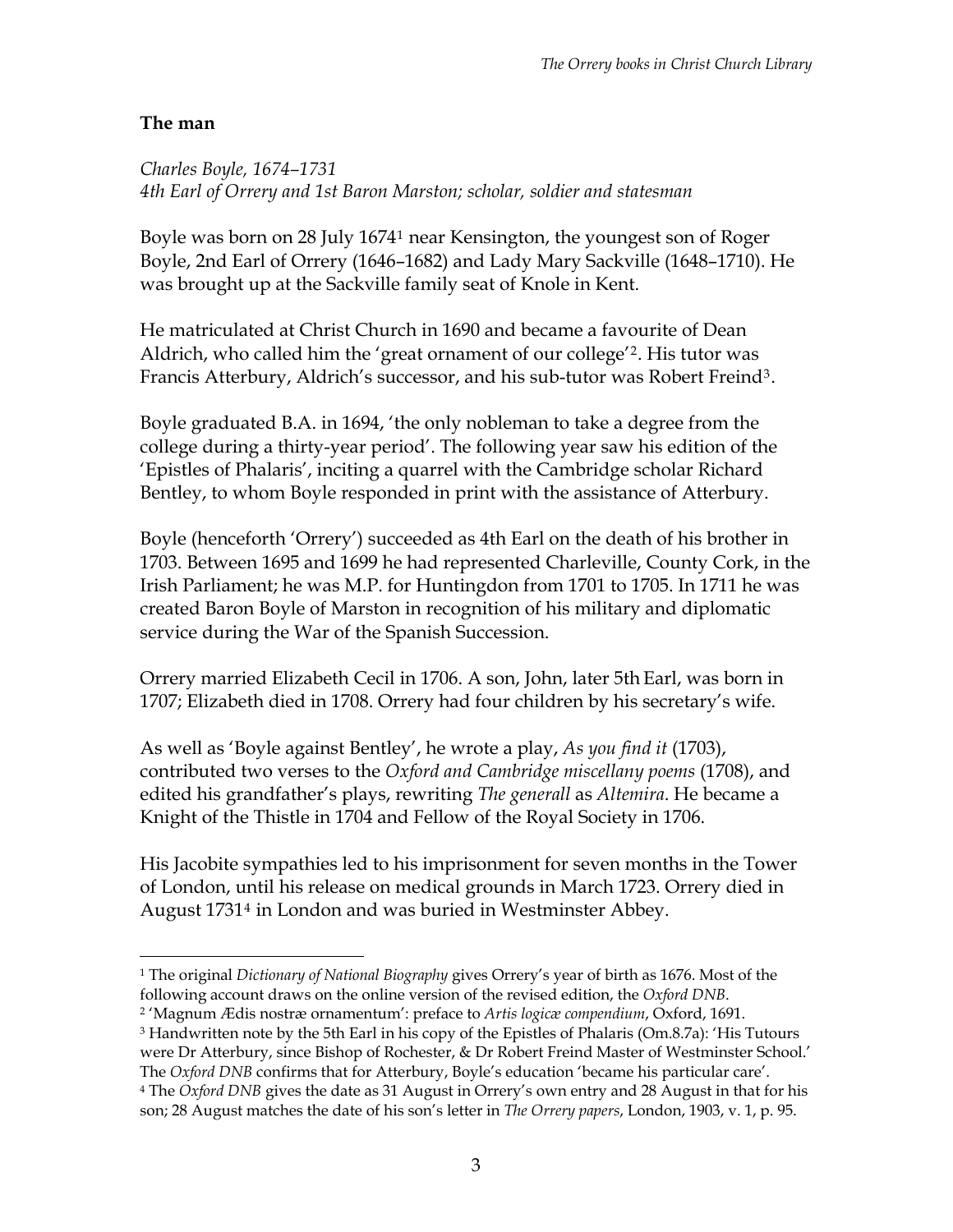## The man

*Charles Boyle, 1674–1731*
*4th Earl of Orrery and 1st Baron Marston; scholar, soldier and statesman*

Boyle was born on 28 July 1674[1] near Kensington, the youngest son of Roger Boyle, 2nd Earl of Orrery (1646–1682) and Lady Mary Sackville (1648–1710). He was brought up at the Sackville family seat of Knole in Kent.

He matriculated at Christ Church in 1690 and became a favourite of Dean Aldrich, who called him the 'great ornament of our college'[2]. His tutor was Francis Atterbury, Aldrich's successor, and his sub-tutor was Robert Freind[3].

Boyle graduated B.A. in 1694, 'the only nobleman to take a degree from the college during a thirty-year period'. The following year saw his edition of the 'Epistles of Phalaris', inciting a quarrel with the Cambridge scholar Richard Bentley, to whom Boyle responded in print with the assistance of Atterbury.

Boyle (henceforth 'Orrery') succeeded as 4th Earl on the death of his brother in 1703. Between 1695 and 1699 he had represented Charleville, County Cork, in the Irish Parliament; he was M.P. for Huntingdon from 1701 to 1705. In 1711 he was created Baron Boyle of Marston in recognition of his military and diplomatic service during the War of the Spanish Succession.

Orrery married Elizabeth Cecil in 1706. A son, John, later 5th Earl, was born in 1707; Elizabeth died in 1708. Orrery had four children by his secretary's wife.

As well as 'Boyle against Bentley', he wrote a play, *As you find it* (1703), contributed two verses to the *Oxford and Cambridge miscellany poems* (1708), and edited his grandfather's plays, rewriting *The generall* as *Altemira*. He became a Knight of the Thistle in 1704 and Fellow of the Royal Society in 1706.

His Jacobite sympathies led to his imprisonment for seven months in the Tower of London, until his release on medical grounds in March 1723. Orrery died in August 1731[4] in London and was buried in Westminster Abbey.

---

[1] The original *Dictionary of National Biography* gives Orrery's year of birth as 1676. Most of the following account draws on the online version of the revised edition, the *Oxford DNB*.

[2] 'Magnum Ædis nostræ ornamentum': preface to *Artis logicæ compendium*, Oxford, 1691.

[3] Handwritten note by the 5th Earl in his copy of the Epistles of Phalaris (Om.8.7a): 'His Tutours were Dr Atterbury, since Bishop of Rochester, & Dr Robert Freind Master of Westminster School.' The *Oxford DNB* confirms that for Atterbury, Boyle's education 'became his particular care'.

[4] The *Oxford DNB* gives the date as 31 August in Orrery's own entry and 28 August in that for his son; 28 August matches the date of his son's letter in *The Orrery papers*, London, 1903, v. 1, p. 95.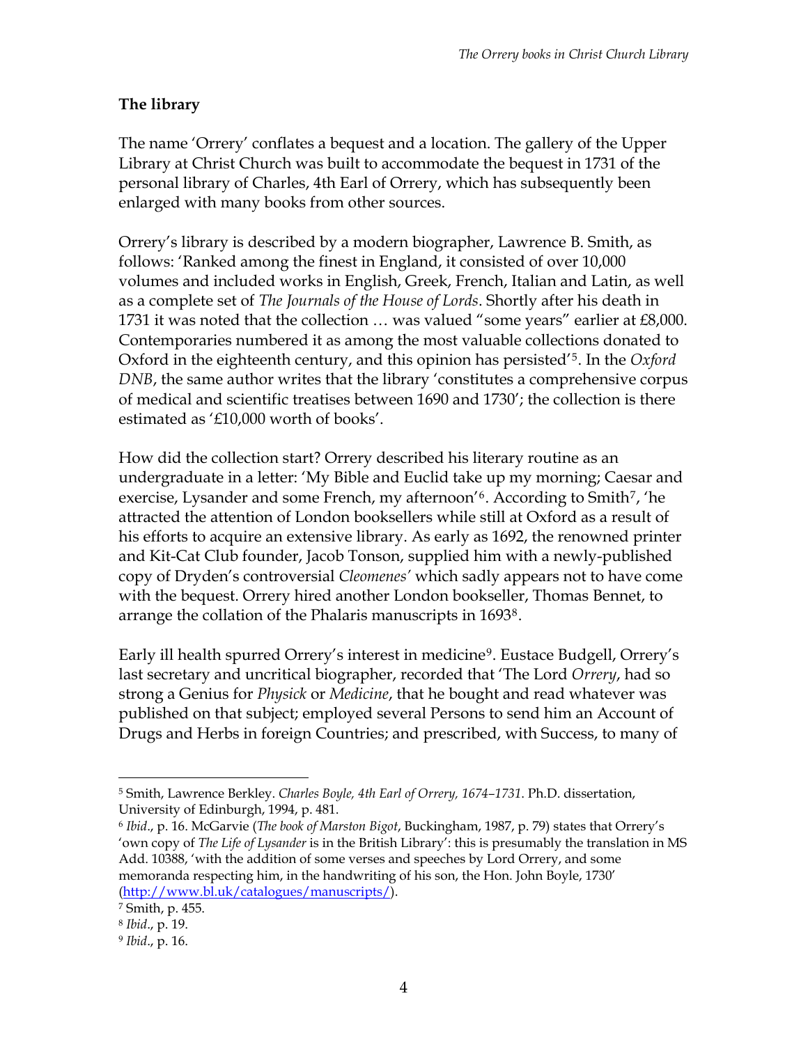## The library

The name 'Orrery' conflates a bequest and a location. The gallery of the Upper Library at Christ Church was built to accommodate the bequest in 1731 of the personal library of Charles, 4th Earl of Orrery, which has subsequently been enlarged with many books from other sources.

Orrery's library is described by a modern biographer, Lawrence B. Smith, as follows: 'Ranked among the finest in England, it consisted of over 10,000 volumes and included works in English, Greek, French, Italian and Latin, as well as a complete set of *The Journals of the House of Lords*. Shortly after his death in 1731 it was noted that the collection … was valued "some years" earlier at £8,000. Contemporaries numbered it as among the most valuable collections donated to Oxford in the eighteenth century, and this opinion has persisted'[5]. In the *Oxford DNB*, the same author writes that the library 'constitutes a comprehensive corpus of medical and scientific treatises between 1690 and 1730'; the collection is there estimated as '£10,000 worth of books'.

How did the collection start? Orrery described his literary routine as an undergraduate in a letter: 'My Bible and Euclid take up my morning; Caesar and exercise, Lysander and some French, my afternoon'[6]. According to Smith[7], 'he attracted the attention of London booksellers while still at Oxford as a result of his efforts to acquire an extensive library. As early as 1692, the renowned printer and Kit-Cat Club founder, Jacob Tonson, supplied him with a newly-published copy of Dryden's controversial *Cleomenes'* which sadly appears not to have come with the bequest. Orrery hired another London bookseller, Thomas Bennet, to arrange the collation of the Phalaris manuscripts in 1693[8].

Early ill health spurred Orrery's interest in medicine[9]. Eustace Budgell, Orrery's last secretary and uncritical biographer, recorded that 'The Lord *Orrery*, had so strong a Genius for *Physick* or *Medicine*, that he bought and read whatever was published on that subject; employed several Persons to send him an Account of Drugs and Herbs in foreign Countries; and prescribed, with Success, to many of

---

[5] Smith, Lawrence Berkley. *Charles Boyle, 4th Earl of Orrery, 1674–1731*. Ph.D. dissertation, University of Edinburgh, 1994, p. 481.

[6] *Ibid*., p. 16. McGarvie (*The book of Marston Bigot*, Buckingham, 1987, p. 79) states that Orrery's 'own copy of *The Life of Lysander* is in the British Library': this is presumably the translation in MS Add. 10388, 'with the addition of some verses and speeches by Lord Orrery, and some memoranda respecting him, in the handwriting of his son, the Hon. John Boyle, 1730' (http://www.bl.uk/catalogues/manuscripts/).

[7] Smith, p. 455.

[8] *Ibid*., p. 19.

[9] *Ibid*., p. 16.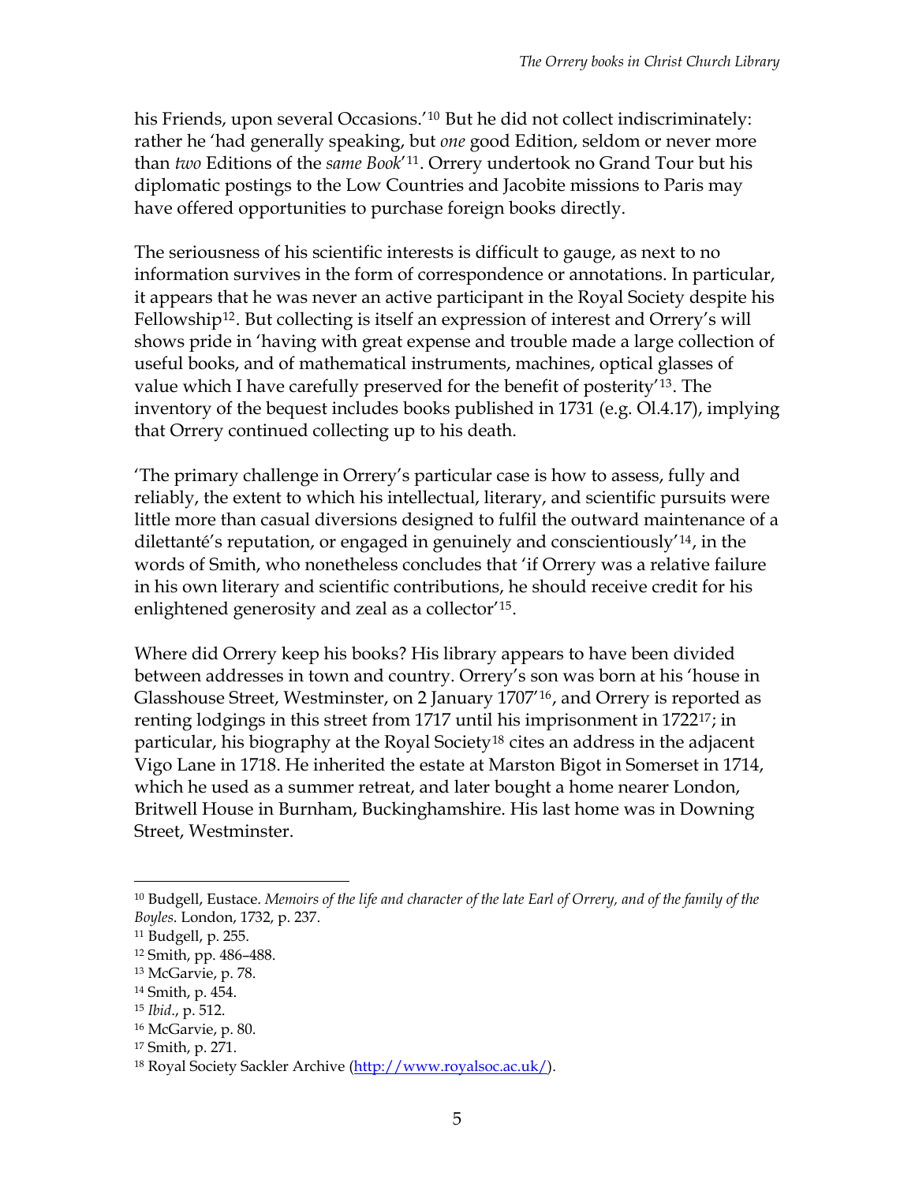his Friends, upon several Occasions.'[10] But he did not collect indiscriminately: rather he 'had generally speaking, but *one* good Edition, seldom or never more than *two* Editions of the *same Book*'[11]. Orrery undertook no Grand Tour but his diplomatic postings to the Low Countries and Jacobite missions to Paris may have offered opportunities to purchase foreign books directly.

The seriousness of his scientific interests is difficult to gauge, as next to no information survives in the form of correspondence or annotations. In particular, it appears that he was never an active participant in the Royal Society despite his Fellowship[12]. But collecting is itself an expression of interest and Orrery's will shows pride in 'having with great expense and trouble made a large collection of useful books, and of mathematical instruments, machines, optical glasses of value which I have carefully preserved for the benefit of posterity'[13]. The inventory of the bequest includes books published in 1731 (e.g. Ol.4.17), implying that Orrery continued collecting up to his death.

'The primary challenge in Orrery's particular case is how to assess, fully and reliably, the extent to which his intellectual, literary, and scientific pursuits were little more than casual diversions designed to fulfil the outward maintenance of a dilettanté's reputation, or engaged in genuinely and conscientiously'[14], in the words of Smith, who nonetheless concludes that 'if Orrery was a relative failure in his own literary and scientific contributions, he should receive credit for his enlightened generosity and zeal as a collector'[15].

Where did Orrery keep his books? His library appears to have been divided between addresses in town and country. Orrery's son was born at his 'house in Glasshouse Street, Westminster, on 2 January 1707'[16], and Orrery is reported as renting lodgings in this street from 1717 until his imprisonment in 1722[17]; in particular, his biography at the Royal Society[18] cites an address in the adjacent Vigo Lane in 1718. He inherited the estate at Marston Bigot in Somerset in 1714, which he used as a summer retreat, and later bought a home nearer London, Britwell House in Burnham, Buckinghamshire. His last home was in Downing Street, Westminster.

---

[10] Budgell, Eustace. *Memoirs of the life and character of the late Earl of Orrery, and of the family of the Boyles*. London, 1732, p. 237.

[11] Budgell, p. 255.

[12] Smith, pp. 486–488.

[13] McGarvie, p. 78.

[14] Smith, p. 454.

[15] *Ibid*., p. 512.

[16] McGarvie, p. 80.

[17] Smith, p. 271.

[18] Royal Society Sackler Archive (http://www.royalsoc.ac.uk/).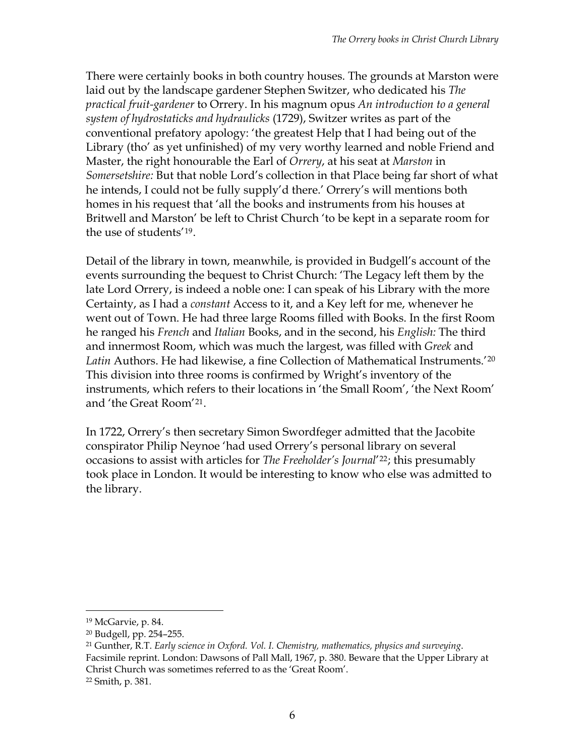There were certainly books in both country houses. The grounds at Marston were laid out by the landscape gardener Stephen Switzer, who dedicated his *The practical fruit-gardener* to Orrery. In his magnum opus *An introduction to a general system of hydrostaticks and hydraulicks* (1729), Switzer writes as part of the conventional prefatory apology: 'the greatest Help that I had being out of the Library (tho' as yet unfinished) of my very worthy learned and noble Friend and Master, the right honourable the Earl of *Orrery*, at his seat at *Marston* in *Somersetshire:* But that noble Lord's collection in that Place being far short of what he intends, I could not be fully supply'd there.' Orrery's will mentions both homes in his request that 'all the books and instruments from his houses at Britwell and Marston' be left to Christ Church 'to be kept in a separate room for the use of students'[19].

Detail of the library in town, meanwhile, is provided in Budgell's account of the events surrounding the bequest to Christ Church: 'The Legacy left them by the late Lord Orrery, is indeed a noble one: I can speak of his Library with the more Certainty, as I had a *constant* Access to it, and a Key left for me, whenever he went out of Town. He had three large Rooms filled with Books. In the first Room he ranged his *French* and *Italian* Books, and in the second, his *English:* The third and innermost Room, which was much the largest, was filled with *Greek* and *Latin* Authors. He had likewise, a fine Collection of Mathematical Instruments.'[20] This division into three rooms is confirmed by Wright's inventory of the instruments, which refers to their locations in 'the Small Room', 'the Next Room' and 'the Great Room'[21].

In 1722, Orrery's then secretary Simon Swordfeger admitted that the Jacobite conspirator Philip Neynoe 'had used Orrery's personal library on several occasions to assist with articles for *The Freeholder's Journal*'[22]; this presumably took place in London. It would be interesting to know who else was admitted to the library.

---

[19] McGarvie, p. 84.

[20] Budgell, pp. 254–255.

[21] Gunther, R.T. *Early science in Oxford. Vol. I. Chemistry, mathematics, physics and surveying*. Facsimile reprint. London: Dawsons of Pall Mall, 1967, p. 380. Beware that the Upper Library at Christ Church was sometimes referred to as the 'Great Room'.

[22] Smith, p. 381.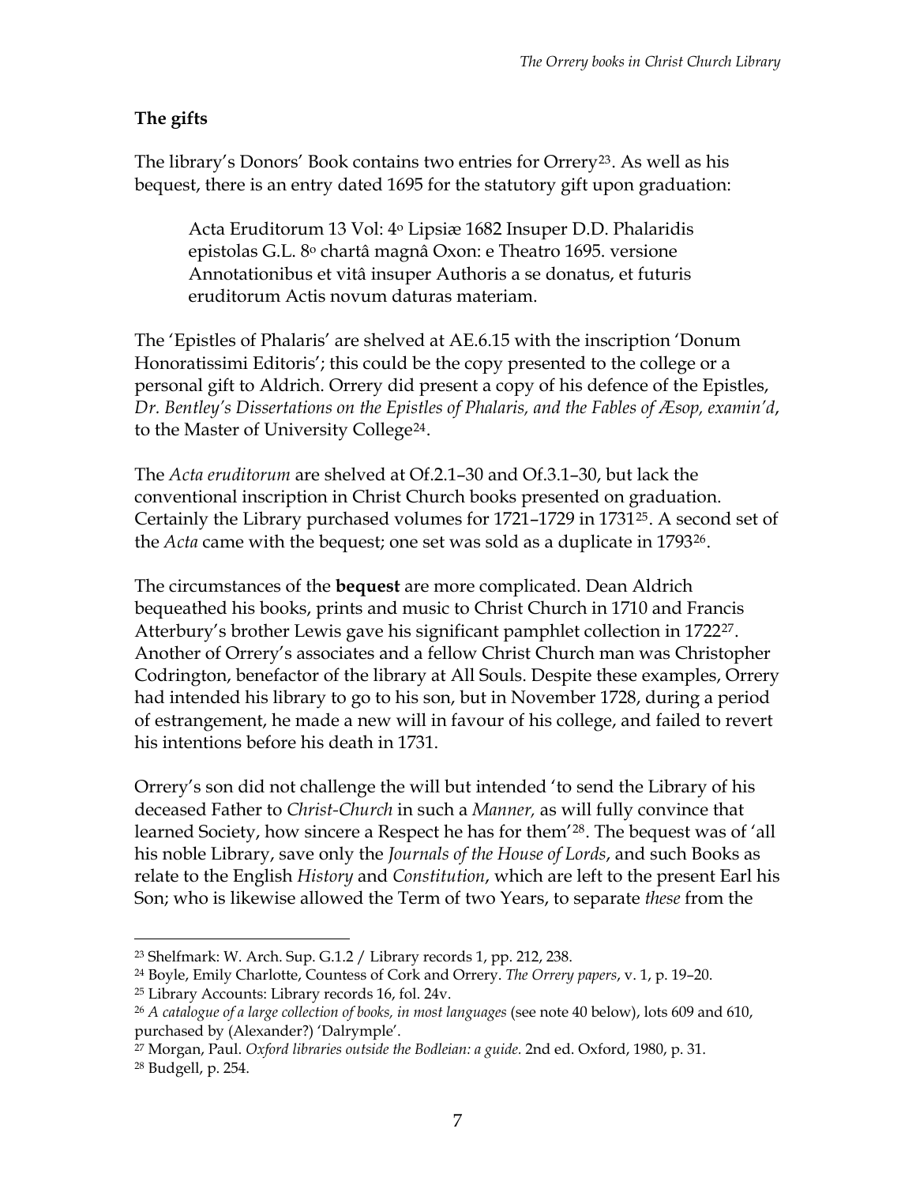## The gifts

The library's Donors' Book contains two entries for Orrery[23]. As well as his bequest, there is an entry dated 1695 for the statutory gift upon graduation:

> Acta Eruditorum 13 Vol: 4° Lipsiæ 1682 Insuper D.D. Phalaridis epistolas G.L. 8° chartâ magnâ Oxon: e Theatro 1695. versione Annotationibus et vitâ insuper Authoris a se donatus, et futuris eruditorum Actis novum daturas materiam.

The 'Epistles of Phalaris' are shelved at AE.6.15 with the inscription 'Donum Honoratissimi Editoris'; this could be the copy presented to the college or a personal gift to Aldrich. Orrery did present a copy of his defence of the Epistles, *Dr. Bentley's Dissertations on the Epistles of Phalaris, and the Fables of Æsop, examin'd*, to the Master of University College[24].

The *Acta eruditorum* are shelved at Of.2.1–30 and Of.3.1–30, but lack the conventional inscription in Christ Church books presented on graduation. Certainly the Library purchased volumes for 1721–1729 in 1731[25]. A second set of the *Acta* came with the bequest; one set was sold as a duplicate in 1793[26].

The circumstances of the **bequest** are more complicated. Dean Aldrich bequeathed his books, prints and music to Christ Church in 1710 and Francis Atterbury's brother Lewis gave his significant pamphlet collection in 1722[27]. Another of Orrery's associates and a fellow Christ Church man was Christopher Codrington, benefactor of the library at All Souls. Despite these examples, Orrery had intended his library to go to his son, but in November 1728, during a period of estrangement, he made a new will in favour of his college, and failed to revert his intentions before his death in 1731.

Orrery's son did not challenge the will but intended 'to send the Library of his deceased Father to *Christ-Church* in such a *Manner,* as will fully convince that learned Society, how sincere a Respect he has for them'[28]. The bequest was of 'all his noble Library, save only the *Journals of the House of Lords*, and such Books as relate to the English *History* and *Constitution*, which are left to the present Earl his Son; who is likewise allowed the Term of two Years, to separate *these* from the

---

[23] Shelfmark: W. Arch. Sup. G.1.2 / Library records 1, pp. 212, 238.

[24] Boyle, Emily Charlotte, Countess of Cork and Orrery. *The Orrery papers*, v. 1, p. 19–20.

[25] Library Accounts: Library records 16, fol. 24v.

[26] *A catalogue of a large collection of books, in most languages* (see note 40 below), lots 609 and 610, purchased by (Alexander?) 'Dalrymple'.

[27] Morgan, Paul. *Oxford libraries outside the Bodleian: a guide*. 2nd ed. Oxford, 1980, p. 31.

[28] Budgell, p. 254.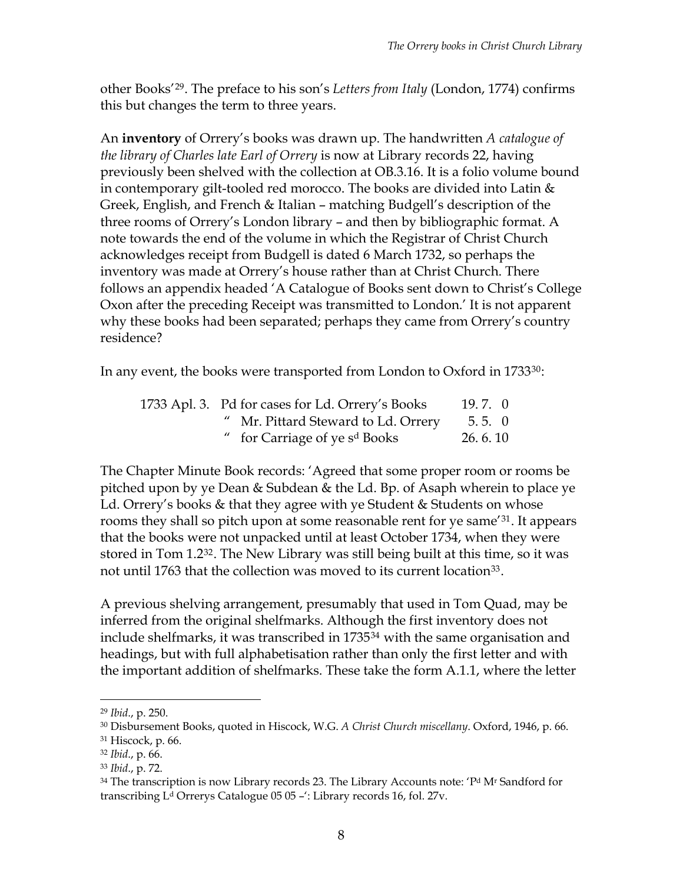other Books'[29]. The preface to his son's *Letters from Italy* (London, 1774) confirms this but changes the term to three years.

An **inventory** of Orrery's books was drawn up. The handwritten *A catalogue of the library of Charles late Earl of Orrery* is now at Library records 22, having previously been shelved with the collection at OB.3.16. It is a folio volume bound in contemporary gilt-tooled red morocco. The books are divided into Latin & Greek, English, and French & Italian – matching Budgell's description of the three rooms of Orrery's London library – and then by bibliographic format. A note towards the end of the volume in which the Registrar of Christ Church acknowledges receipt from Budgell is dated 6 March 1732, so perhaps the inventory was made at Orrery's house rather than at Christ Church. There follows an appendix headed 'A Catalogue of Books sent down to Christ's College Oxon after the preceding Receipt was transmitted to London.' It is not apparent why these books had been separated; perhaps they came from Orrery's country residence?

In any event, the books were transported from London to Oxford in 1733[30]:

| | | |
|---|---|---|
| 1733 Apl. 3. | Pd for cases for Ld. Orrery's Books | 19. 7. 0 |
| | " Mr. Pittard Steward to Ld. Orrery | 5. 5. 0 |
| | " for Carriage of ye s[d] Books | 26. 6. 10 |

The Chapter Minute Book records: 'Agreed that some proper room or rooms be pitched upon by ye Dean & Subdean & the Ld. Bp. of Asaph wherein to place ye Ld. Orrery's books & that they agree with ye Student & Students on whose rooms they shall so pitch upon at some reasonable rent for ye same'[31]. It appears that the books were not unpacked until at least October 1734, when they were stored in Tom 1.2[32]. The New Library was still being built at this time, so it was not until 1763 that the collection was moved to its current location[33].

A previous shelving arrangement, presumably that used in Tom Quad, may be inferred from the original shelfmarks. Although the first inventory does not include shelfmarks, it was transcribed in 1735[34] with the same organisation and headings, but with full alphabetisation rather than only the first letter and with the important addition of shelfmarks. These take the form A.1.1, where the letter

---

[29] *Ibid*., p. 250.

[30] Disbursement Books, quoted in Hiscock, W.G. *A Christ Church miscellany*. Oxford, 1946, p. 66.

[31] Hiscock, p. 66.

[32] *Ibid*., p. 66.

[33] *Ibid*., p. 72.

[34] The transcription is now Library records 23. The Library Accounts note: 'P[d] M[r] Sandford for transcribing L[d] Orrerys Catalogue 05 05 –': Library records 16, fol. 27v.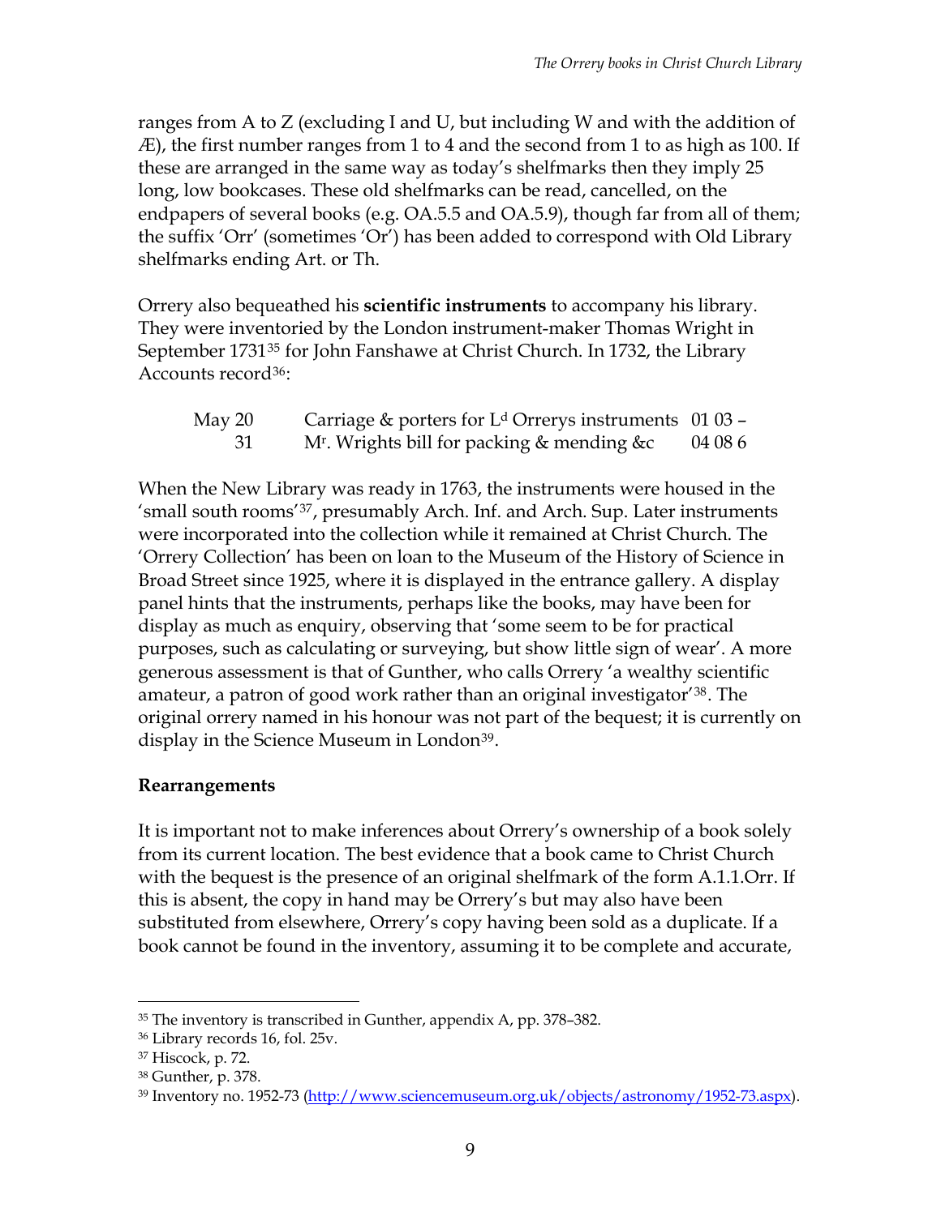ranges from A to Z (excluding I and U, but including W and with the addition of Æ), the first number ranges from 1 to 4 and the second from 1 to as high as 100. If these are arranged in the same way as today's shelfmarks then they imply 25 long, low bookcases. These old shelfmarks can be read, cancelled, on the endpapers of several books (e.g. OA.5.5 and OA.5.9), though far from all of them; the suffix 'Orr' (sometimes 'Or') has been added to correspond with Old Library shelfmarks ending Art. or Th.

Orrery also bequeathed his **scientific instruments** to accompany his library. They were inventoried by the London instrument-maker Thomas Wright in September 1731[35] for John Fanshawe at Christ Church. In 1732, the Library Accounts record[36]:

| | | |
|---|---|---|
| May 20 | Carriage & porters for L$^{d}$ Orrerys instruments | 01 03 – |
| 31 | M$^{r}$. Wrights bill for packing & mending &c | 04 08 6 |

When the New Library was ready in 1763, the instruments were housed in the 'small south rooms'[37], presumably Arch. Inf. and Arch. Sup. Later instruments were incorporated into the collection while it remained at Christ Church. The 'Orrery Collection' has been on loan to the Museum of the History of Science in Broad Street since 1925, where it is displayed in the entrance gallery. A display panel hints that the instruments, perhaps like the books, may have been for display as much as enquiry, observing that 'some seem to be for practical purposes, such as calculating or surveying, but show little sign of wear'. A more generous assessment is that of Gunther, who calls Orrery 'a wealthy scientific amateur, a patron of good work rather than an original investigator'[38]. The original orrery named in his honour was not part of the bequest; it is currently on display in the Science Museum in London[39].

**Rearrangements**

It is important not to make inferences about Orrery's ownership of a book solely from its current location. The best evidence that a book came to Christ Church with the bequest is the presence of an original shelfmark of the form A.1.1.Orr. If this is absent, the copy in hand may be Orrery's but may also have been substituted from elsewhere, Orrery's copy having been sold as a duplicate. If a book cannot be found in the inventory, assuming it to be complete and accurate,

---

[35] The inventory is transcribed in Gunther, appendix A, pp. 378–382.

[36] Library records 16, fol. 25v.

[37] Hiscock, p. 72.

[38] Gunther, p. 378.

[39] Inventory no. 1952-73 (http://www.sciencemuseum.org.uk/objects/astronomy/1952-73.aspx).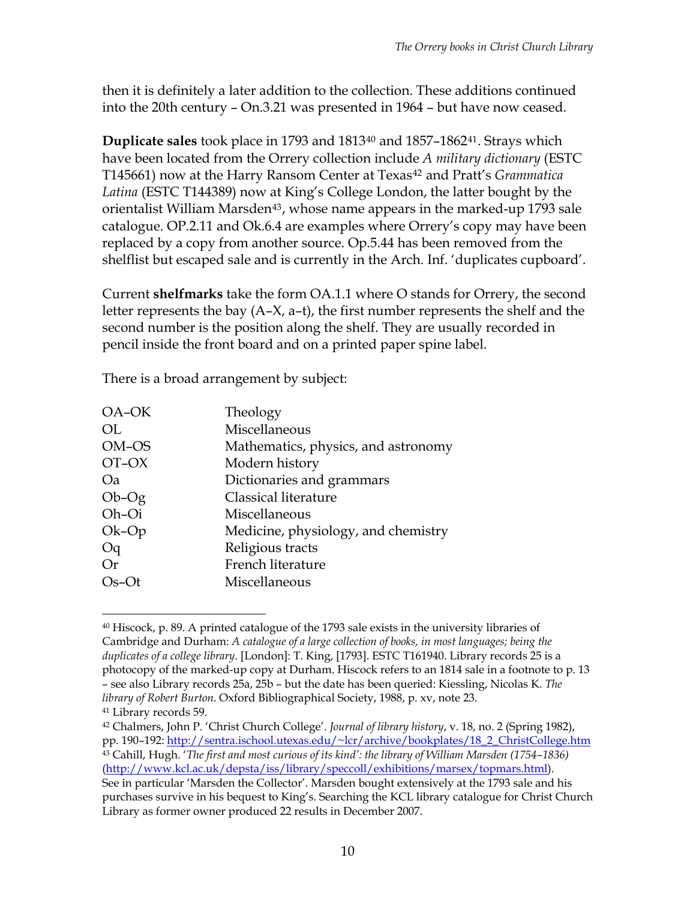then it is definitely a later addition to the collection. These additions continued into the 20th century – On.3.21 was presented in 1964 – but have now ceased.

**Duplicate sales** took place in 1793 and 1813[40] and 1857–1862[41]. Strays which have been located from the Orrery collection include *A military dictionary* (ESTC T145661) now at the Harry Ransom Center at Texas[42] and Pratt's *Grammatica Latina* (ESTC T144389) now at King's College London, the latter bought by the orientalist William Marsden[43], whose name appears in the marked-up 1793 sale catalogue. OP.2.11 and Ok.6.4 are examples where Orrery's copy may have been replaced by a copy from another source. Op.5.44 has been removed from the shelflist but escaped sale and is currently in the Arch. Inf. 'duplicates cupboard'.

Current **shelfmarks** take the form OA.1.1 where O stands for Orrery, the second letter represents the bay (A–X, a–t), the first number represents the shelf and the second number is the position along the shelf. They are usually recorded in pencil inside the front board and on a printed paper spine label.

There is a broad arrangement by subject:

| | |
|---|---|
| OA–OK | Theology |
| OL | Miscellaneous |
| OM–OS | Mathematics, physics, and astronomy |
| OT–OX | Modern history |
| Oa | Dictionaries and grammars |
| Ob–Og | Classical literature |
| Oh–Oi | Miscellaneous |
| Ok–Op | Medicine, physiology, and chemistry |
| Oq | Religious tracts |
| Or | French literature |
| Os–Ot | Miscellaneous |

---

[40] Hiscock, p. 89. A printed catalogue of the 1793 sale exists in the university libraries of Cambridge and Durham: *A catalogue of a large collection of books, in most languages; being the duplicates of a college library*. [London]: T. King, [1793]. ESTC T161940. Library records 25 is a photocopy of the marked-up copy at Durham. Hiscock refers to an 1814 sale in a footnote to p. 13 – see also Library records 25a, 25b – but the date has been queried: Kiessling, Nicolas K. *The library of Robert Burton*. Oxford Bibliographical Society, 1988, p. xv, note 23.

[41] Library records 59.

[42] Chalmers, John P. 'Christ Church College'. *Journal of library history*, v. 18, no. 2 (Spring 1982), pp. 190–192: http://sentra.ischool.utexas.edu/~lcr/archive/bookplates/18_2_ChristCollege.htm

[43] Cahill, Hugh. '*The first and most curious of its kind': the library of William Marsden (1754–1836)* (http://www.kcl.ac.uk/depsta/iss/library/speccoll/exhibitions/marsex/topmars.html). See in particular 'Marsden the Collector'. Marsden bought extensively at the 1793 sale and his purchases survive in his bequest to King's. Searching the KCL library catalogue for Christ Church Library as former owner produced 22 results in December 2007.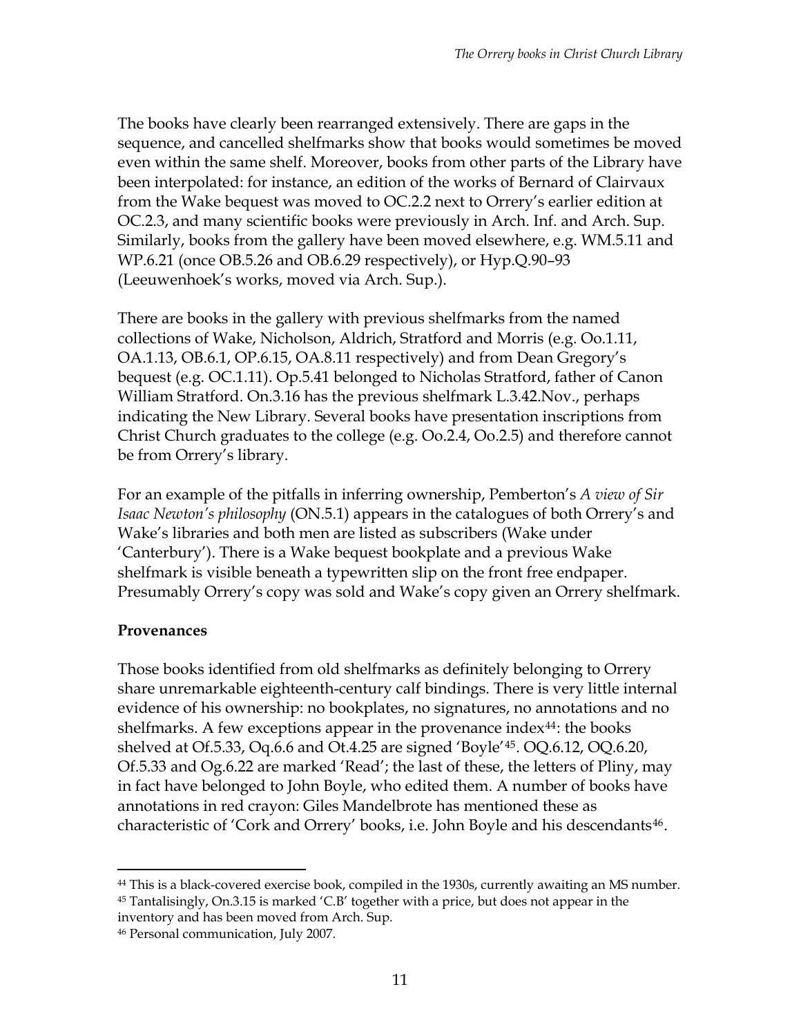The books have clearly been rearranged extensively. There are gaps in the sequence, and cancelled shelfmarks show that books would sometimes be moved even within the same shelf. Moreover, books from other parts of the Library have been interpolated: for instance, an edition of the works of Bernard of Clairvaux from the Wake bequest was moved to OC.2.2 next to Orrery's earlier edition at OC.2.3, and many scientific books were previously in Arch. Inf. and Arch. Sup. Similarly, books from the gallery have been moved elsewhere, e.g. WM.5.11 and WP.6.21 (once OB.5.26 and OB.6.29 respectively), or Hyp.Q.90–93 (Leeuwenhoek's works, moved via Arch. Sup.).

There are books in the gallery with previous shelfmarks from the named collections of Wake, Nicholson, Aldrich, Stratford and Morris (e.g. Oo.1.11, OA.1.13, OB.6.1, OP.6.15, OA.8.11 respectively) and from Dean Gregory's bequest (e.g. OC.1.11). Op.5.41 belonged to Nicholas Stratford, father of Canon William Stratford. On.3.16 has the previous shelfmark L.3.42.Nov., perhaps indicating the New Library. Several books have presentation inscriptions from Christ Church graduates to the college (e.g. Oo.2.4, Oo.2.5) and therefore cannot be from Orrery's library.

For an example of the pitfalls in inferring ownership, Pemberton's *A view of Sir Isaac Newton's philosophy* (ON.5.1) appears in the catalogues of both Orrery's and Wake's libraries and both men are listed as subscribers (Wake under 'Canterbury'). There is a Wake bequest bookplate and a previous Wake shelfmark is visible beneath a typewritten slip on the front free endpaper. Presumably Orrery's copy was sold and Wake's copy given an Orrery shelfmark.

**Provenances**

Those books identified from old shelfmarks as definitely belonging to Orrery share unremarkable eighteenth-century calf bindings. There is very little internal evidence of his ownership: no bookplates, no signatures, no annotations and no shelfmarks. A few exceptions appear in the provenance index[44]: the books shelved at Of.5.33, Oq.6.6 and Ot.4.25 are signed 'Boyle'[45]. OQ.6.12, OQ.6.20, Of.5.33 and Og.6.22 are marked 'Read'; the last of these, the letters of Pliny, may in fact have belonged to John Boyle, who edited them. A number of books have annotations in red crayon: Giles Mandelbrote has mentioned these as characteristic of 'Cork and Orrery' books, i.e. John Boyle and his descendants[46].

[44] This is a black-covered exercise book, compiled in the 1930s, currently awaiting an MS number.
[45] Tantalisingly, On.3.15 is marked 'C.B' together with a price, but does not appear in the inventory and has been moved from Arch. Sup.
[46] Personal communication, July 2007.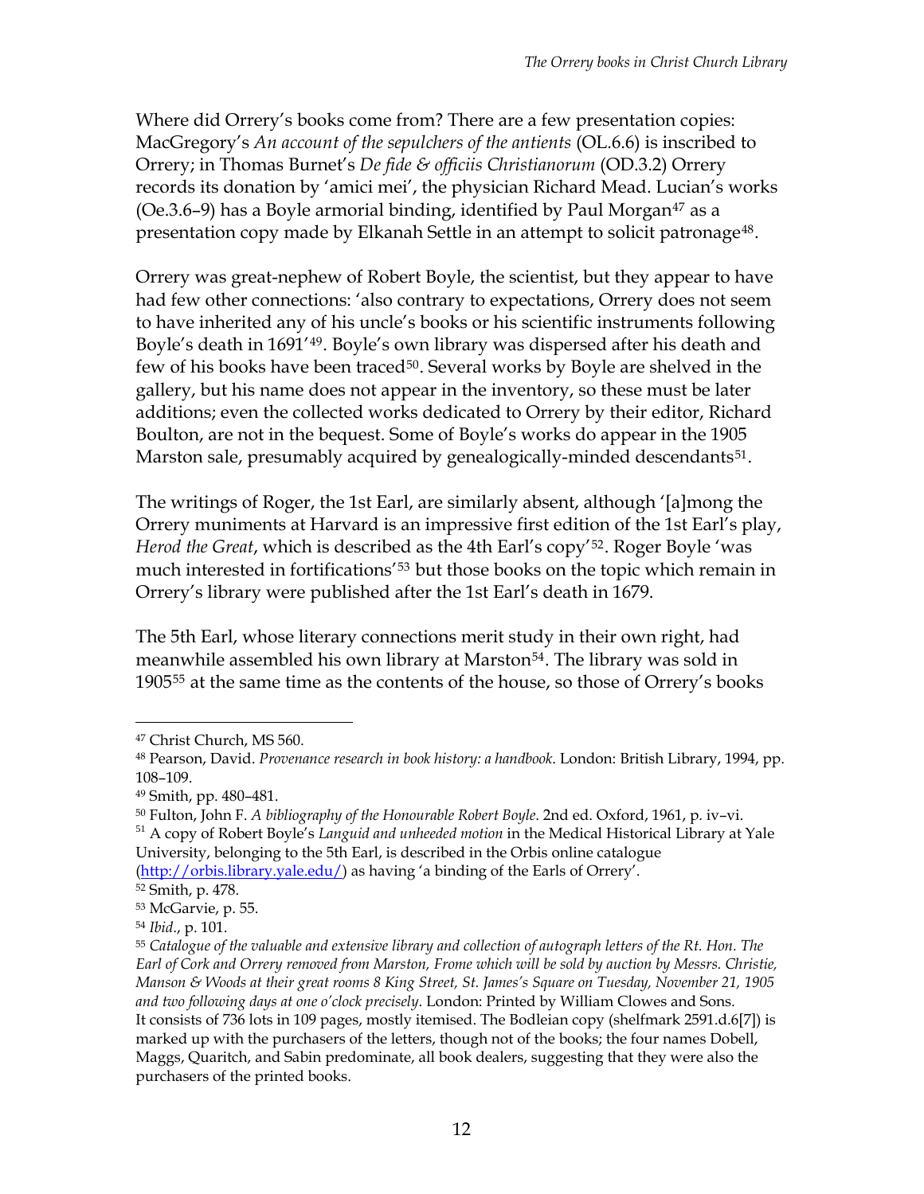Where did Orrery's books come from? There are a few presentation copies: MacGregory's *An account of the sepulchers of the antients* (OL.6.6) is inscribed to Orrery; in Thomas Burnet's *De fide & officiis Christianorum* (OD.3.2) Orrery records its donation by 'amici mei', the physician Richard Mead. Lucian's works (Oe.3.6–9) has a Boyle armorial binding, identified by Paul Morgan[47] as a presentation copy made by Elkanah Settle in an attempt to solicit patronage[48].

Orrery was great-nephew of Robert Boyle, the scientist, but they appear to have had few other connections: 'also contrary to expectations, Orrery does not seem to have inherited any of his uncle's books or his scientific instruments following Boyle's death in 1691'[49]. Boyle's own library was dispersed after his death and few of his books have been traced[50]. Several works by Boyle are shelved in the gallery, but his name does not appear in the inventory, so these must be later additions; even the collected works dedicated to Orrery by their editor, Richard Boulton, are not in the bequest. Some of Boyle's works do appear in the 1905 Marston sale, presumably acquired by genealogically-minded descendants[51].

The writings of Roger, the 1st Earl, are similarly absent, although '[a]mong the Orrery muniments at Harvard is an impressive first edition of the 1st Earl's play, *Herod the Great*, which is described as the 4th Earl's copy'[52]. Roger Boyle 'was much interested in fortifications'[53] but those books on the topic which remain in Orrery's library were published after the 1st Earl's death in 1679.

The 5th Earl, whose literary connections merit study in their own right, had meanwhile assembled his own library at Marston[54]. The library was sold in 1905[55] at the same time as the contents of the house, so those of Orrery's books

---

[47] Christ Church, MS 560.

[48] Pearson, David. *Provenance research in book history: a handbook*. London: British Library, 1994, pp. 108–109.

[49] Smith, pp. 480–481.

[50] Fulton, John F. *A bibliography of the Honourable Robert Boyle*. 2nd ed. Oxford, 1961, p. iv–vi.

[51] A copy of Robert Boyle's *Languid and unheeded motion* in the Medical Historical Library at Yale University, belonging to the 5th Earl, is described in the Orbis online catalogue (http://orbis.library.yale.edu/) as having 'a binding of the Earls of Orrery'.

[52] Smith, p. 478.

[53] McGarvie, p. 55.

[54] *Ibid*., p. 101.

[55] *Catalogue of the valuable and extensive library and collection of autograph letters of the Rt. Hon. The Earl of Cork and Orrery removed from Marston, Frome which will be sold by auction by Messrs. Christie, Manson & Woods at their great rooms 8 King Street, St. James's Square on Tuesday, November 21, 1905 and two following days at one o'clock precisely*. London: Printed by William Clowes and Sons. It consists of 736 lots in 109 pages, mostly itemised. The Bodleian copy (shelfmark 2591.d.6[7]) is marked up with the purchasers of the letters, though not of the books; the four names Dobell, Maggs, Quaritch, and Sabin predominate, all book dealers, suggesting that they were also the purchasers of the printed books.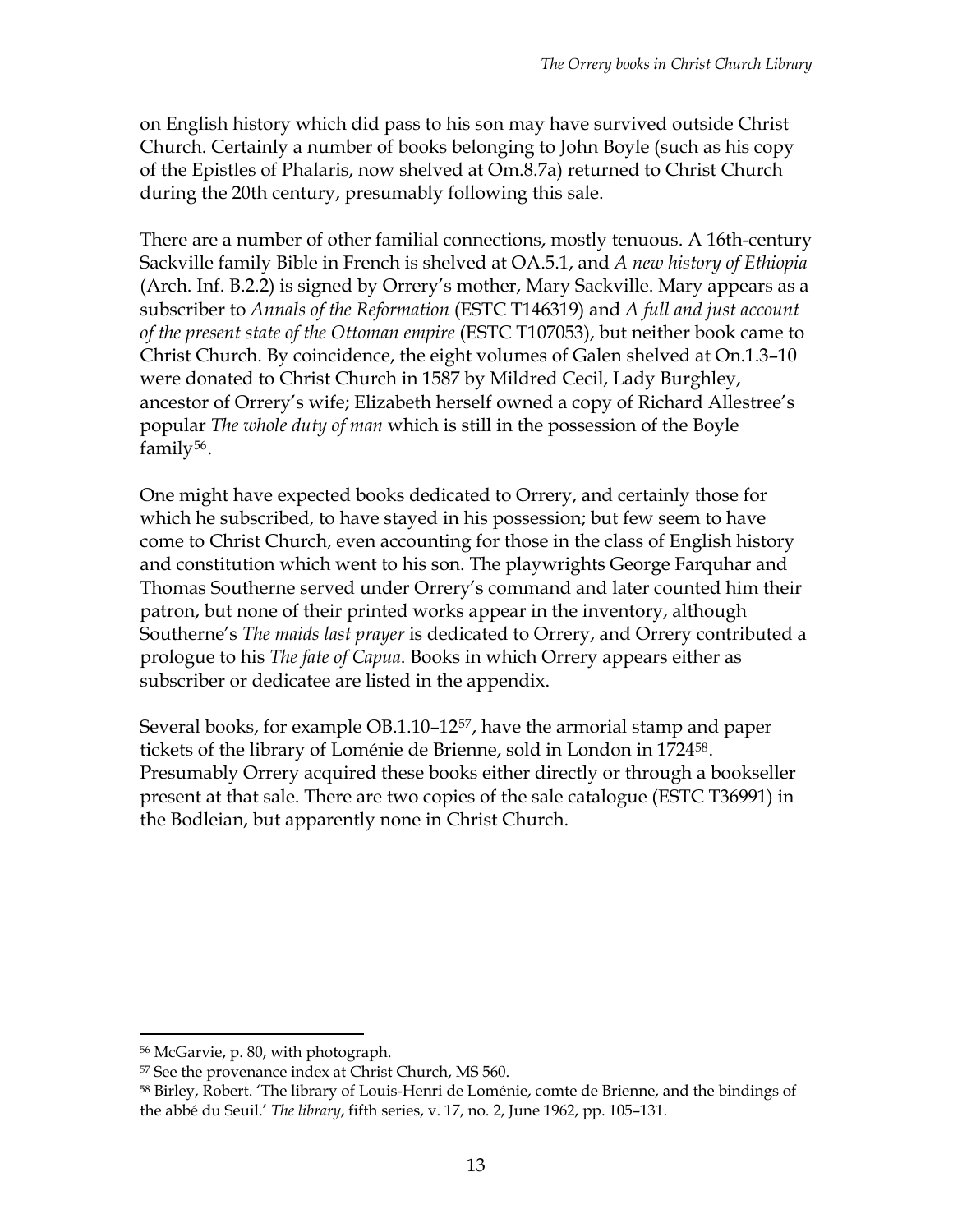on English history which did pass to his son may have survived outside Christ Church. Certainly a number of books belonging to John Boyle (such as his copy of the Epistles of Phalaris, now shelved at Om.8.7a) returned to Christ Church during the 20th century, presumably following this sale.

There are a number of other familial connections, mostly tenuous. A 16th-century Sackville family Bible in French is shelved at OA.5.1, and *A new history of Ethiopia* (Arch. Inf. B.2.2) is signed by Orrery's mother, Mary Sackville. Mary appears as a subscriber to *Annals of the Reformation* (ESTC T146319) and *A full and just account of the present state of the Ottoman empire* (ESTC T107053), but neither book came to Christ Church. By coincidence, the eight volumes of Galen shelved at On.1.3–10 were donated to Christ Church in 1587 by Mildred Cecil, Lady Burghley, ancestor of Orrery's wife; Elizabeth herself owned a copy of Richard Allestree's popular *The whole duty of man* which is still in the possession of the Boyle family[56].

One might have expected books dedicated to Orrery, and certainly those for which he subscribed, to have stayed in his possession; but few seem to have come to Christ Church, even accounting for those in the class of English history and constitution which went to his son. The playwrights George Farquhar and Thomas Southerne served under Orrery's command and later counted him their patron, but none of their printed works appear in the inventory, although Southerne's *The maids last prayer* is dedicated to Orrery, and Orrery contributed a prologue to his *The fate of Capua*. Books in which Orrery appears either as subscriber or dedicatee are listed in the appendix.

Several books, for example OB.1.10–12[57], have the armorial stamp and paper tickets of the library of Loménie de Brienne, sold in London in 1724[58]. Presumably Orrery acquired these books either directly or through a bookseller present at that sale. There are two copies of the sale catalogue (ESTC T36991) in the Bodleian, but apparently none in Christ Church.

---

[56] McGarvie, p. 80, with photograph.

[57] See the provenance index at Christ Church, MS 560.

[58] Birley, Robert. 'The library of Louis-Henri de Loménie, comte de Brienne, and the bindings of the abbé du Seuil.' *The library*, fifth series, v. 17, no. 2, June 1962, pp. 105–131.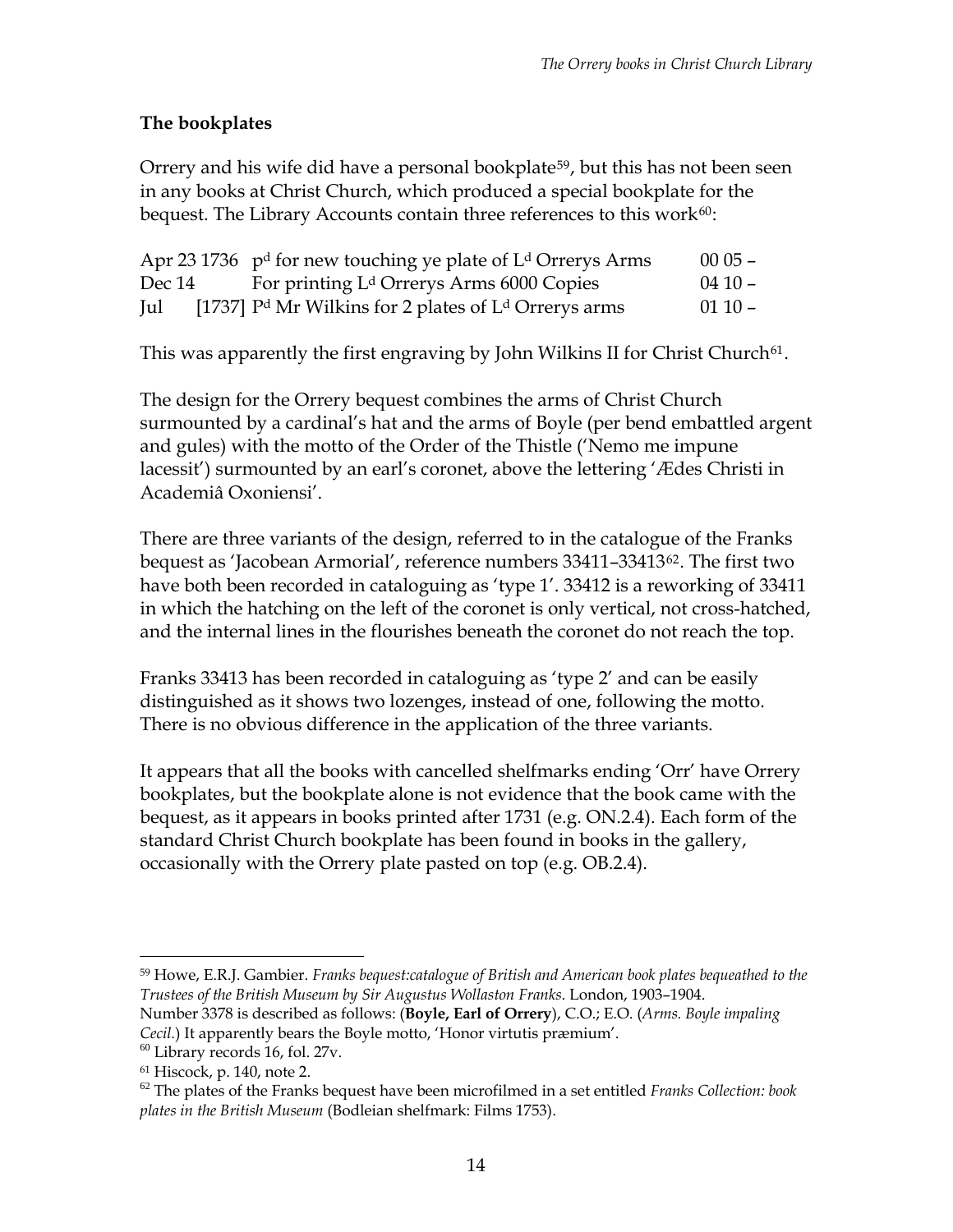## The bookplates

Orrery and his wife did have a personal bookplate[59], but this has not been seen in any books at Christ Church, which produced a special bookplate for the bequest. The Library Accounts contain three references to this work[60]:

| | | |
|---|---|---|
| Apr 23 1736 | p^d for new touching ye plate of L^d Orrerys Arms | 00 05 – |
| Dec 14 | For printing L^d Orrerys Arms 6000 Copies | 04 10 – |
| Jul [1737] | P^d Mr Wilkins for 2 plates of L^d Orrerys arms | 01 10 – |

This was apparently the first engraving by John Wilkins II for Christ Church[61].

The design for the Orrery bequest combines the arms of Christ Church surmounted by a cardinal's hat and the arms of Boyle (per bend embattled argent and gules) with the motto of the Order of the Thistle ('Nemo me impune lacessit') surmounted by an earl's coronet, above the lettering 'Ædes Christi in Academiâ Oxoniensi'.

There are three variants of the design, referred to in the catalogue of the Franks bequest as 'Jacobean Armorial', reference numbers 33411–33413[62]. The first two have both been recorded in cataloguing as 'type 1'. 33412 is a reworking of 33411 in which the hatching on the left of the coronet is only vertical, not cross-hatched, and the internal lines in the flourishes beneath the coronet do not reach the top.

Franks 33413 has been recorded in cataloguing as 'type 2' and can be easily distinguished as it shows two lozenges, instead of one, following the motto. There is no obvious difference in the application of the three variants.

It appears that all the books with cancelled shelfmarks ending 'Orr' have Orrery bookplates, but the bookplate alone is not evidence that the book came with the bequest, as it appears in books printed after 1731 (e.g. ON.2.4). Each form of the standard Christ Church bookplate has been found in books in the gallery, occasionally with the Orrery plate pasted on top (e.g. OB.2.4).

---

[59] Howe, E.R.J. Gambier. *Franks bequest:catalogue of British and American book plates bequeathed to the Trustees of the British Museum by Sir Augustus Wollaston Franks.* London, 1903–1904. Number 3378 is described as follows: (**Boyle, Earl of Orrery**), C.O.; E.O. (*Arms. Boyle impaling Cecil.*) It apparently bears the Boyle motto, 'Honor virtutis præmium'.

[60] Library records 16, fol. 27v.

[61] Hiscock, p. 140, note 2.

[62] The plates of the Franks bequest have been microfilmed in a set entitled *Franks Collection: book plates in the British Museum* (Bodleian shelfmark: Films 1753).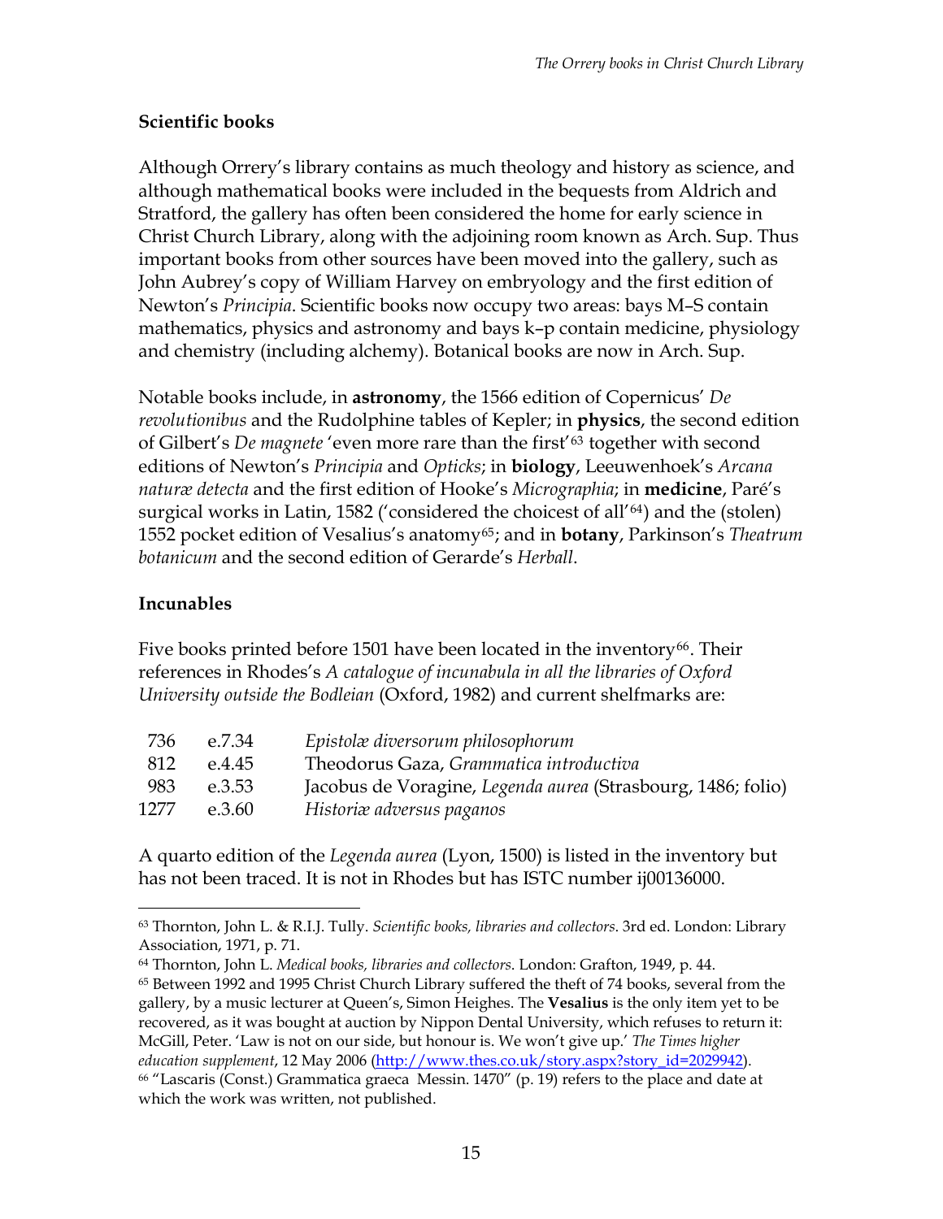## Scientific books

Although Orrery's library contains as much theology and history as science, and although mathematical books were included in the bequests from Aldrich and Stratford, the gallery has often been considered the home for early science in Christ Church Library, along with the adjoining room known as Arch. Sup. Thus important books from other sources have been moved into the gallery, such as John Aubrey's copy of William Harvey on embryology and the first edition of Newton's *Principia*. Scientific books now occupy two areas: bays M–S contain mathematics, physics and astronomy and bays k–p contain medicine, physiology and chemistry (including alchemy). Botanical books are now in Arch. Sup.

Notable books include, in **astronomy**, the 1566 edition of Copernicus' *De revolutionibus* and the Rudolphine tables of Kepler; in **physics**, the second edition of Gilbert's *De magnete* 'even more rare than the first'[63] together with second editions of Newton's *Principia* and *Opticks*; in **biology**, Leeuwenhoek's *Arcana naturæ detecta* and the first edition of Hooke's *Micrographia*; in **medicine**, Paré's surgical works in Latin, 1582 ('considered the choicest of all'[64]) and the (stolen) 1552 pocket edition of Vesalius's anatomy[65]; and in **botany**, Parkinson's *Theatrum botanicum* and the second edition of Gerarde's *Herball*.

## Incunables

Five books printed before 1501 have been located in the inventory[66]. Their references in Rhodes's *A catalogue of incunabula in all the libraries of Oxford University outside the Bodleian* (Oxford, 1982) and current shelfmarks are:

| | | |
|---|---|---|
| 736 | e.7.34 | *Epistolæ diversorum philosophorum* |
| 812 | e.4.45 | Theodorus Gaza, *Grammatica introductiva* |
| 983 | e.3.53 | Jacobus de Voragine, *Legenda aurea* (Strasbourg, 1486; folio) |
| 1277 | e.3.60 | *Historiæ adversus paganos* |

A quarto edition of the *Legenda aurea* (Lyon, 1500) is listed in the inventory but has not been traced. It is not in Rhodes but has ISTC number ij00136000.

---

[63] Thornton, John L. & R.I.J. Tully. *Scientific books, libraries and collectors.* 3rd ed. London: Library Association, 1971, p. 71.

[64] Thornton, John L. *Medical books, libraries and collectors.* London: Grafton, 1949, p. 44.

[65] Between 1992 and 1995 Christ Church Library suffered the theft of 74 books, several from the gallery, by a music lecturer at Queen's, Simon Heighes. The **Vesalius** is the only item yet to be recovered, as it was bought at auction by Nippon Dental University, which refuses to return it: McGill, Peter. 'Law is not on our side, but honour is. We won't give up.' *The Times higher education supplement*, 12 May 2006 (http://www.thes.co.uk/story.aspx?story_id=2029942).

[66] "Lascaris (Const.) Grammatica graeca Messin. 1470" (p. 19) refers to the place and date at which the work was written, not published.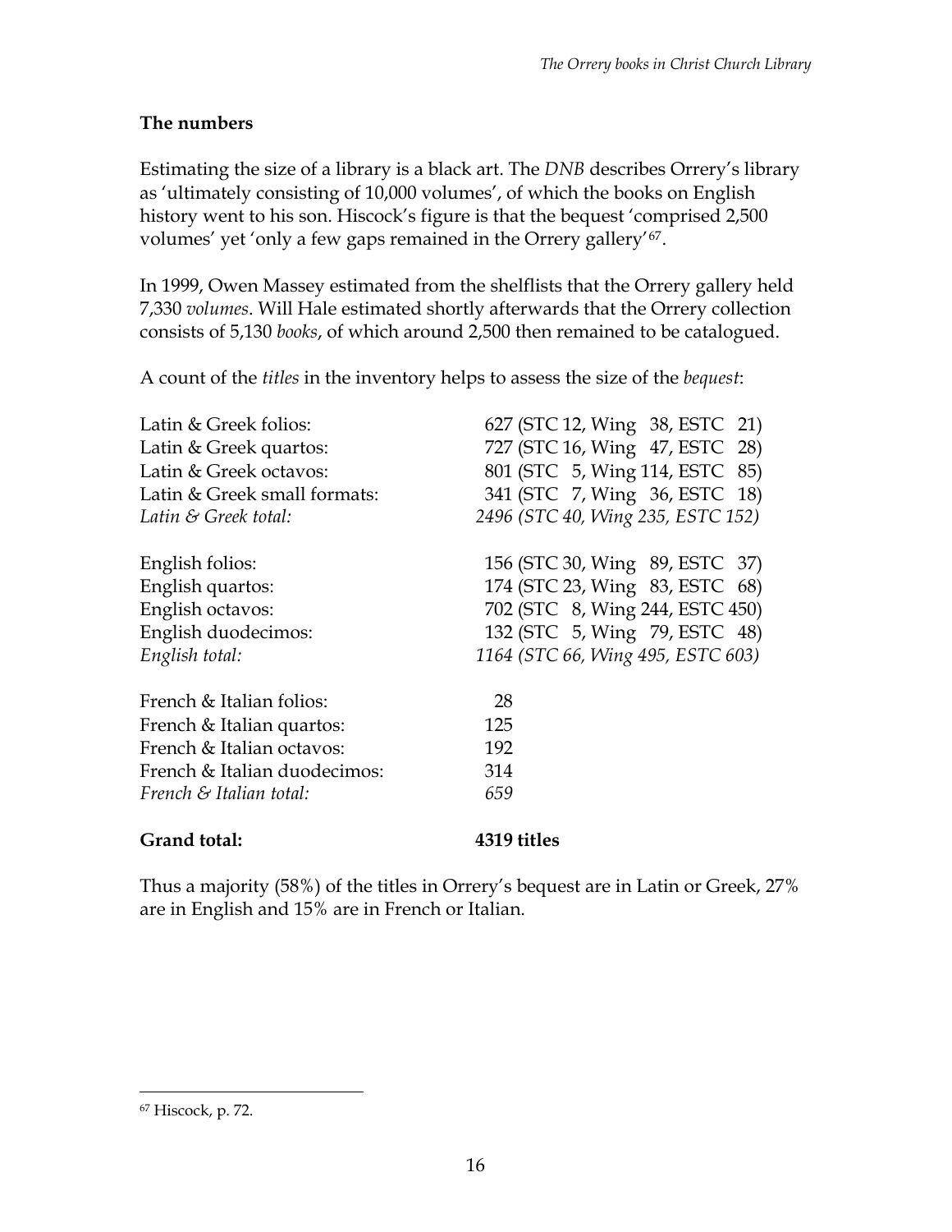**The numbers**

Estimating the size of a library is a black art. The *DNB* describes Orrery's library as 'ultimately consisting of 10,000 volumes', of which the books on English history went to his son. Hiscock's figure is that the bequest 'comprised 2,500 volumes' yet 'only a few gaps remained in the Orrery gallery'[67].

In 1999, Owen Massey estimated from the shelflists that the Orrery gallery held 7,330 *volumes*. Will Hale estimated shortly afterwards that the Orrery collection consists of 5,130 *books*, of which around 2,500 then remained to be catalogued.

A count of the *titles* in the inventory helps to assess the size of the *bequest*:

| | |
|---|---|
| Latin & Greek folios: | 627 (STC 12, Wing 38, ESTC 21) |
| Latin & Greek quartos: | 727 (STC 16, Wing 47, ESTC 28) |
| Latin & Greek octavos: | 801 (STC 5, Wing 114, ESTC 85) |
| Latin & Greek small formats: | 341 (STC 7, Wing 36, ESTC 18) |
| *Latin & Greek total:* | *2496 (STC 40, Wing 235, ESTC 152)* |
| | |
| English folios: | 156 (STC 30, Wing 89, ESTC 37) |
| English quartos: | 174 (STC 23, Wing 83, ESTC 68) |
| English octavos: | 702 (STC 8, Wing 244, ESTC 450) |
| English duodecimos: | 132 (STC 5, Wing 79, ESTC 48) |
| *English total:* | *1164 (STC 66, Wing 495, ESTC 603)* |
| | |
| French & Italian folios: | 28 |
| French & Italian quartos: | 125 |
| French & Italian octavos: | 192 |
| French & Italian duodecimos: | 314 |
| *French & Italian total:* | *659* |
| | |
| **Grand total:** | **4319 titles** |

Thus a majority (58%) of the titles in Orrery's bequest are in Latin or Greek, 27% are in English and 15% are in French or Italian.

[67] Hiscock, p. 72.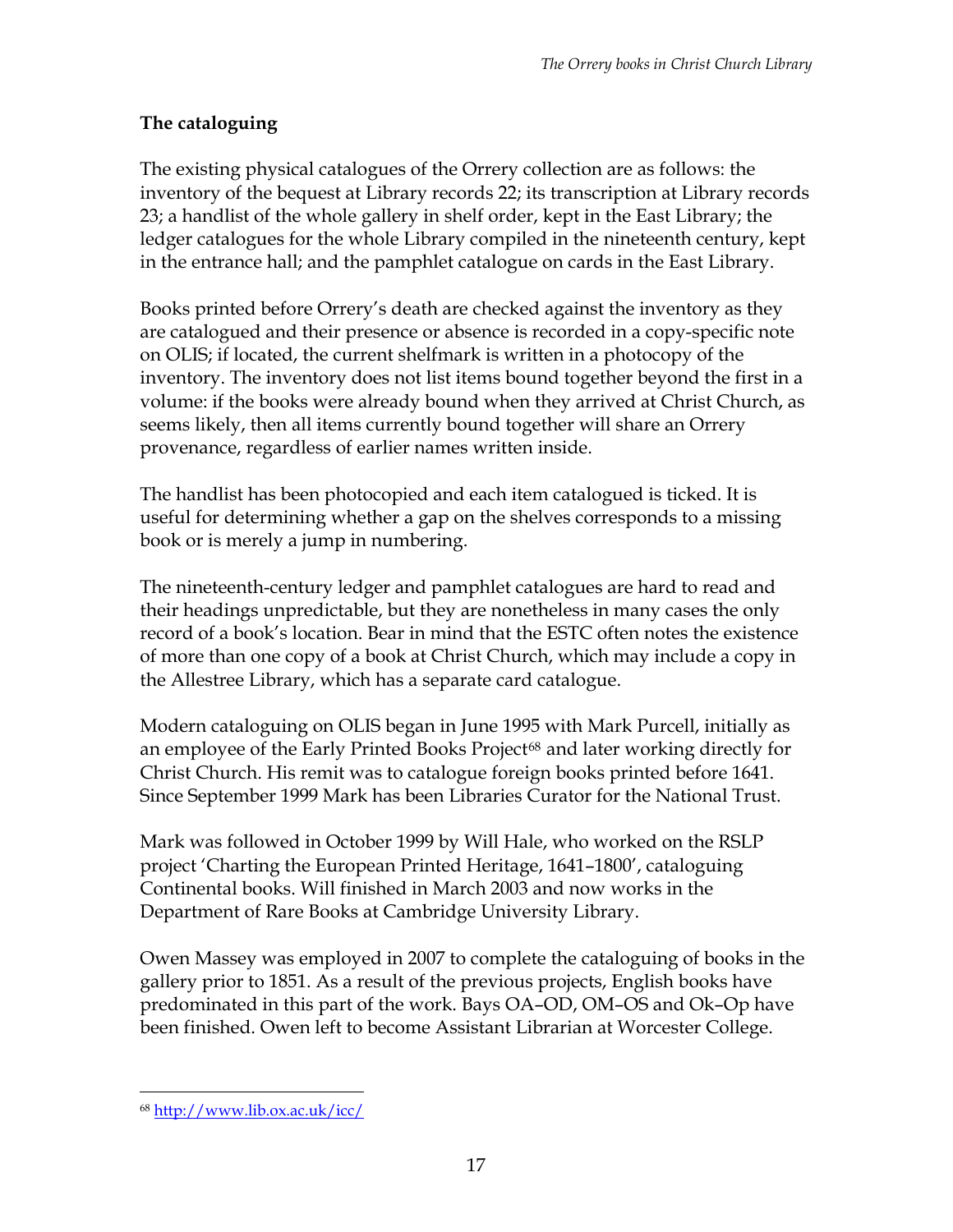## The cataloguing

The existing physical catalogues of the Orrery collection are as follows: the inventory of the bequest at Library records 22; its transcription at Library records 23; a handlist of the whole gallery in shelf order, kept in the East Library; the ledger catalogues for the whole Library compiled in the nineteenth century, kept in the entrance hall; and the pamphlet catalogue on cards in the East Library.

Books printed before Orrery's death are checked against the inventory as they are catalogued and their presence or absence is recorded in a copy-specific note on OLIS; if located, the current shelfmark is written in a photocopy of the inventory. The inventory does not list items bound together beyond the first in a volume: if the books were already bound when they arrived at Christ Church, as seems likely, then all items currently bound together will share an Orrery provenance, regardless of earlier names written inside.

The handlist has been photocopied and each item catalogued is ticked. It is useful for determining whether a gap on the shelves corresponds to a missing book or is merely a jump in numbering.

The nineteenth-century ledger and pamphlet catalogues are hard to read and their headings unpredictable, but they are nonetheless in many cases the only record of a book's location. Bear in mind that the ESTC often notes the existence of more than one copy of a book at Christ Church, which may include a copy in the Allestree Library, which has a separate card catalogue.

Modern cataloguing on OLIS began in June 1995 with Mark Purcell, initially as an employee of the Early Printed Books Project[68] and later working directly for Christ Church. His remit was to catalogue foreign books printed before 1641. Since September 1999 Mark has been Libraries Curator for the National Trust.

Mark was followed in October 1999 by Will Hale, who worked on the RSLP project 'Charting the European Printed Heritage, 1641–1800', cataloguing Continental books. Will finished in March 2003 and now works in the Department of Rare Books at Cambridge University Library.

Owen Massey was employed in 2007 to complete the cataloguing of books in the gallery prior to 1851. As a result of the previous projects, English books have predominated in this part of the work. Bays OA–OD, OM–OS and Ok–Op have been finished. Owen left to become Assistant Librarian at Worcester College.

---

[68] http://www.lib.ox.ac.uk/icc/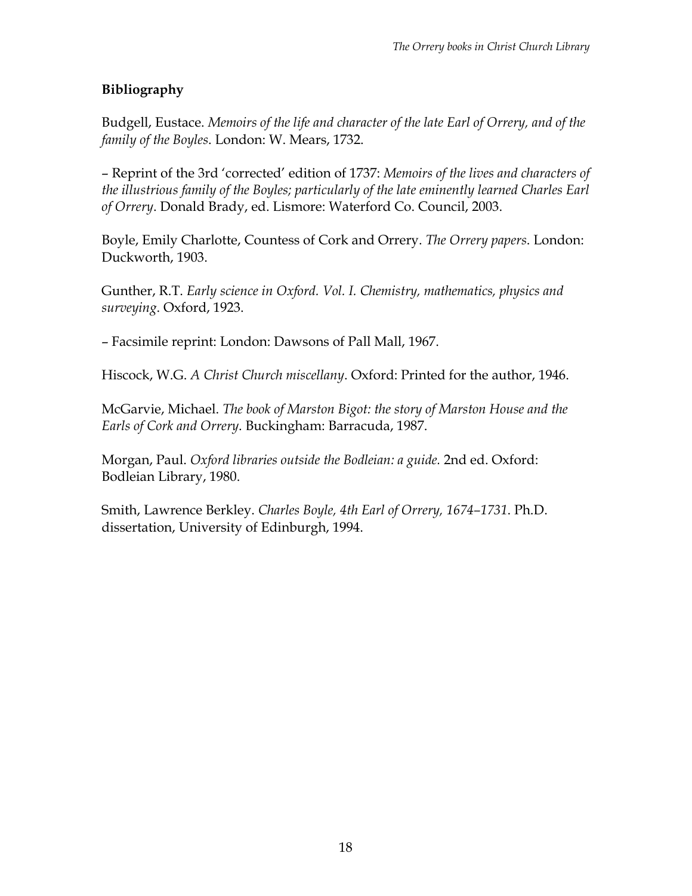## Bibliography

Budgell, Eustace. *Memoirs of the life and character of the late Earl of Orrery, and of the family of the Boyles*. London: W. Mears, 1732.

– Reprint of the 3rd 'corrected' edition of 1737: *Memoirs of the lives and characters of the illustrious family of the Boyles; particularly of the late eminently learned Charles Earl of Orrery*. Donald Brady, ed. Lismore: Waterford Co. Council, 2003.

Boyle, Emily Charlotte, Countess of Cork and Orrery. *The Orrery papers*. London: Duckworth, 1903.

Gunther, R.T. *Early science in Oxford. Vol. I. Chemistry, mathematics, physics and surveying*. Oxford, 1923.

– Facsimile reprint: London: Dawsons of Pall Mall, 1967.

Hiscock, W.G. *A Christ Church miscellany*. Oxford: Printed for the author, 1946.

McGarvie, Michael. *The book of Marston Bigot: the story of Marston House and the Earls of Cork and Orrery*. Buckingham: Barracuda, 1987.

Morgan, Paul. *Oxford libraries outside the Bodleian: a guide.* 2nd ed. Oxford: Bodleian Library, 1980.

Smith, Lawrence Berkley. *Charles Boyle, 4th Earl of Orrery, 1674–1731*. Ph.D. dissertation, University of Edinburgh, 1994.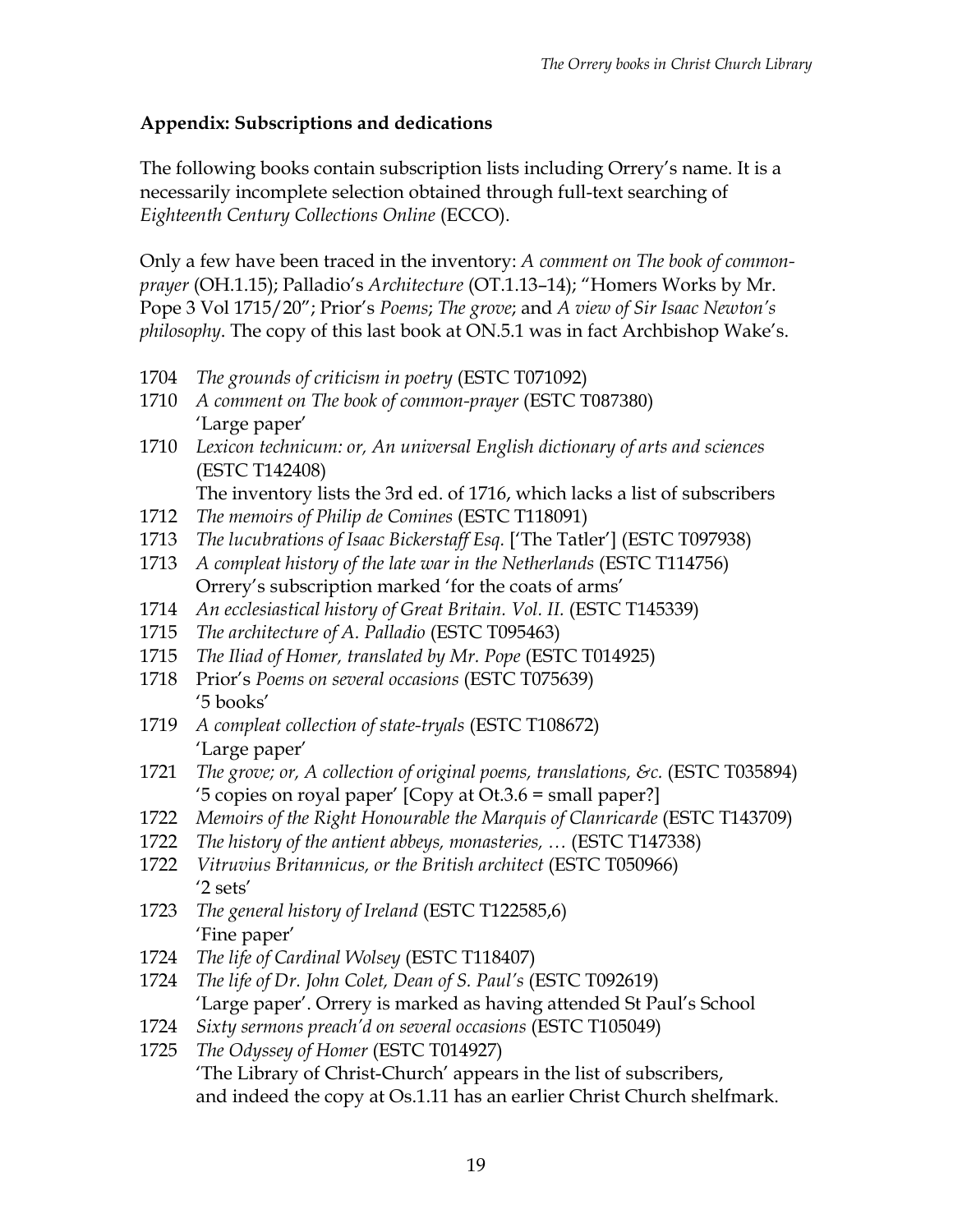## Appendix: Subscriptions and dedications

The following books contain subscription lists including Orrery's name. It is a necessarily incomplete selection obtained through full-text searching of *Eighteenth Century Collections Online* (ECCO).

Only a few have been traced in the inventory: *A comment on The book of common-prayer* (OH.1.15); Palladio's *Architecture* (OT.1.13–14); "Homers Works by Mr. Pope 3 Vol 1715/20"; Prior's *Poems*; *The grove*; and *A view of Sir Isaac Newton's philosophy*. The copy of this last book at ON.5.1 was in fact Archbishop Wake's.

- 1704 *The grounds of criticism in poetry* (ESTC T071092)
- 1710 *A comment on The book of common-prayer* (ESTC T087380)
  'Large paper'
- 1710 *Lexicon technicum: or, An universal English dictionary of arts and sciences* (ESTC T142408)
  The inventory lists the 3rd ed. of 1716, which lacks a list of subscribers
- 1712 *The memoirs of Philip de Comines* (ESTC T118091)
- 1713 *The lucubrations of Isaac Bickerstaff Esq.* ['The Tatler'] (ESTC T097938)
- 1713 *A compleat history of the late war in the Netherlands* (ESTC T114756)
  Orrery's subscription marked 'for the coats of arms'
- 1714 *An ecclesiastical history of Great Britain. Vol. II.* (ESTC T145339)
- 1715 *The architecture of A. Palladio* (ESTC T095463)
- 1715 *The Iliad of Homer, translated by Mr. Pope* (ESTC T014925)
- 1718 Prior's *Poems on several occasions* (ESTC T075639)
  '5 books'
- 1719 *A compleat collection of state-tryals* (ESTC T108672)
  'Large paper'
- 1721 *The grove; or, A collection of original poems, translations, &c.* (ESTC T035894)
  '5 copies on royal paper' [Copy at Ot.3.6 = small paper?]
- 1722 *Memoirs of the Right Honourable the Marquis of Clanricarde* (ESTC T143709)
- 1722 *The history of the antient abbeys, monasteries, …* (ESTC T147338)
- 1722 *Vitruvius Britannicus, or the British architect* (ESTC T050966)
  '2 sets'
- 1723 *The general history of Ireland* (ESTC T122585,6)
  'Fine paper'
- 1724 *The life of Cardinal Wolsey* (ESTC T118407)
- 1724 *The life of Dr. John Colet, Dean of S. Paul's* (ESTC T092619)
  'Large paper'. Orrery is marked as having attended St Paul's School
- 1724 *Sixty sermons preach'd on several occasions* (ESTC T105049)
- 1725 *The Odyssey of Homer* (ESTC T014927)
  'The Library of Christ-Church' appears in the list of subscribers, and indeed the copy at Os.1.11 has an earlier Christ Church shelfmark.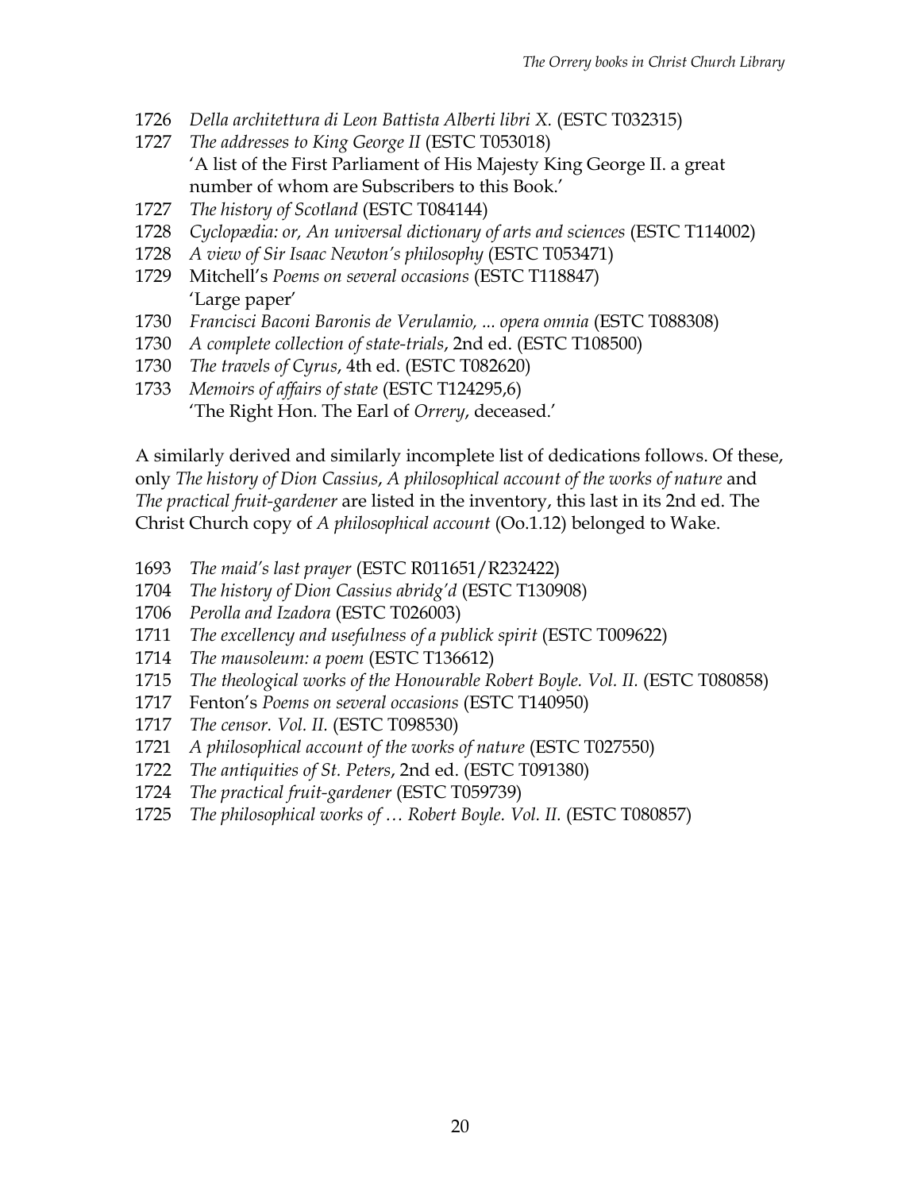1726 *Della architettura di Leon Battista Alberti libri X.* (ESTC T032315)

1727 *The addresses to King George II* (ESTC T053018)
'A list of the First Parliament of His Majesty King George II. a great number of whom are Subscribers to this Book.'

1727 *The history of Scotland* (ESTC T084144)

1728 *Cyclopædia: or, An universal dictionary of arts and sciences* (ESTC T114002)

1728 *A view of Sir Isaac Newton's philosophy* (ESTC T053471)

1729 Mitchell's *Poems on several occasions* (ESTC T118847)
'Large paper'

1730 *Francisci Baconi Baronis de Verulamio, ... opera omnia* (ESTC T088308)

1730 *A complete collection of state-trials*, 2nd ed. (ESTC T108500)

1730 *The travels of Cyrus*, 4th ed. (ESTC T082620)

1733 *Memoirs of affairs of state* (ESTC T124295,6)
'The Right Hon. The Earl of *Orrery*, deceased.'

A similarly derived and similarly incomplete list of dedications follows. Of these, only *The history of Dion Cassius*, *A philosophical account of the works of nature* and *The practical fruit-gardener* are listed in the inventory, this last in its 2nd ed. The Christ Church copy of *A philosophical account* (Oo.1.12) belonged to Wake.

1693 *The maid's last prayer* (ESTC R011651/R232422)

1704 *The history of Dion Cassius abridg'd* (ESTC T130908)

1706 *Perolla and Izadora* (ESTC T026003)

1711 *The excellency and usefulness of a publick spirit* (ESTC T009622)

1714 *The mausoleum: a poem* (ESTC T136612)

1715 *The theological works of the Honourable Robert Boyle. Vol. II.* (ESTC T080858)

1717 Fenton's *Poems on several occasions* (ESTC T140950)

1717 *The censor. Vol. II.* (ESTC T098530)

1721 *A philosophical account of the works of nature* (ESTC T027550)

1722 *The antiquities of St. Peters*, 2nd ed. (ESTC T091380)

1724 *The practical fruit-gardener* (ESTC T059739)

1725 *The philosophical works of … Robert Boyle. Vol. II.* (ESTC T080857)